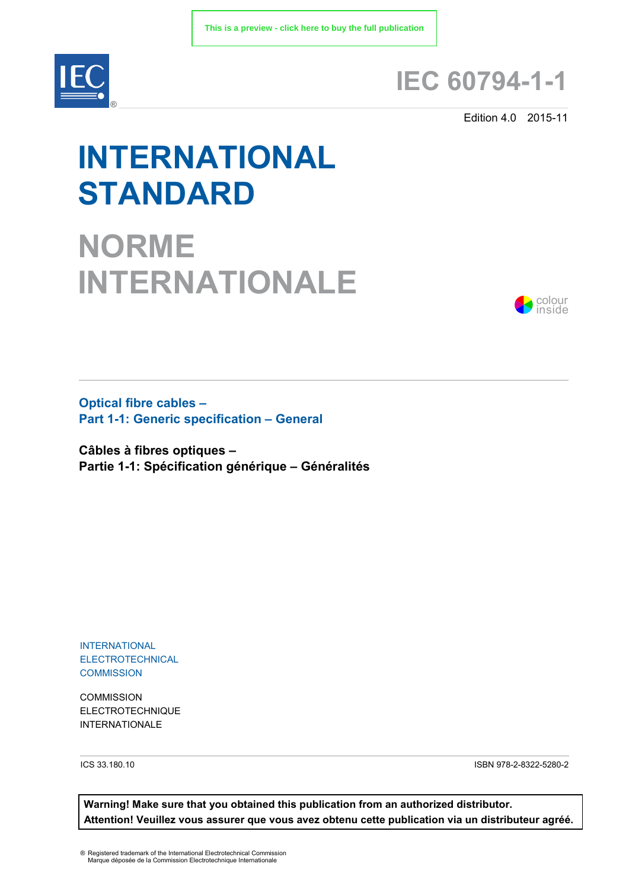This is a preview - click here to buy the full publication

# IEC 60794-1-1

Edition 4.0 2015-11

# INTERNATIONAL STANDARD

# NORME INTERNATIONALE

colour inside

## Optical fibre cables –
## Part 1-1: Generic specification – General

## Câbles à fibres optiques –
## Partie 1-1: Spécification générique – Généralités

INTERNATIONAL ELECTROTECHNICAL COMMISSION

COMMISSION ELECTROTECHNIQUE INTERNATIONALE

ICS 33.180.10

ISBN 978-2-8322-5280-2

**Warning! Make sure that you obtained this publication from an authorized distributor.**
**Attention! Veuillez vous assurer que vous avez obtenu cette publication via un distributeur agréé.**

® Registered trademark of the International Electrotechnical Commission
Marque déposée de la Commission Electrotechnique Internationale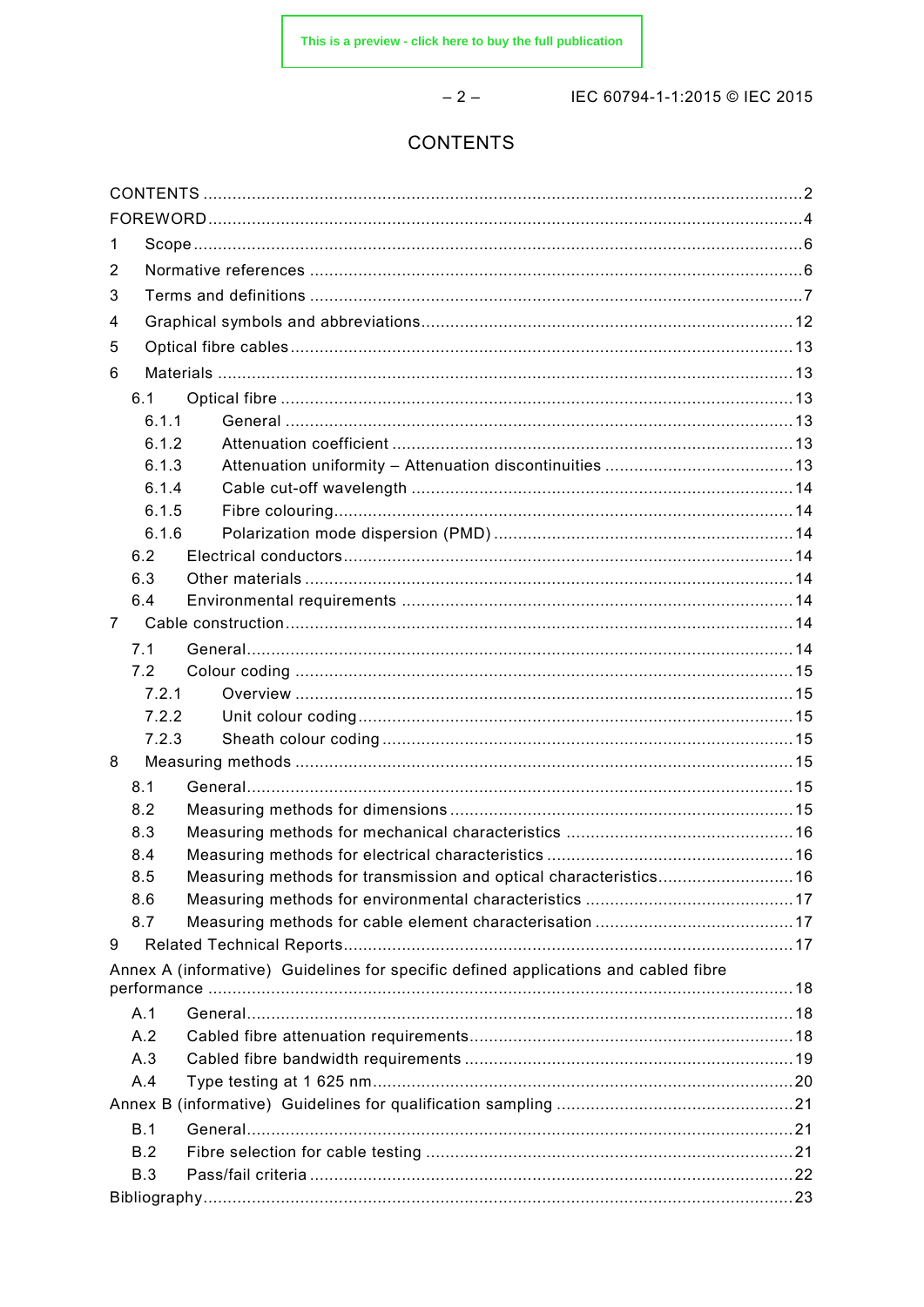# CONTENTS

CONTENTS ........ 2
FOREWORD ........ 4
1 Scope ........ 6
2 Normative references ........ 6
3 Terms and definitions ........ 7
4 Graphical symbols and abbreviations ........ 12
5 Optical fibre cables ........ 13
6 Materials ........ 13
  6.1 Optical fibre ........ 13
    6.1.1 General ........ 13
    6.1.2 Attenuation coefficient ........ 13
    6.1.3 Attenuation uniformity – Attenuation discontinuities ........ 13
    6.1.4 Cable cut-off wavelength ........ 14
    6.1.5 Fibre colouring ........ 14
    6.1.6 Polarization mode dispersion (PMD) ........ 14
  6.2 Electrical conductors ........ 14
  6.3 Other materials ........ 14
  6.4 Environmental requirements ........ 14
7 Cable construction ........ 14
  7.1 General ........ 14
  7.2 Colour coding ........ 15
    7.2.1 Overview ........ 15
    7.2.2 Unit colour coding ........ 15
    7.2.3 Sheath colour coding ........ 15
8 Measuring methods ........ 15
  8.1 General ........ 15
  8.2 Measuring methods for dimensions ........ 15
  8.3 Measuring methods for mechanical characteristics ........ 16
  8.4 Measuring methods for electrical characteristics ........ 16
  8.5 Measuring methods for transmission and optical characteristics ........ 16
  8.6 Measuring methods for environmental characteristics ........ 17
  8.7 Measuring methods for cable element characterisation ........ 17
9 Related Technical Reports ........ 17
Annex A (informative) Guidelines for specific defined applications and cabled fibre performance ........ 18
  A.1 General ........ 18
  A.2 Cabled fibre attenuation requirements ........ 18
  A.3 Cabled fibre bandwidth requirements ........ 19
  A.4 Type testing at 1 625 nm ........ 20
Annex B (informative) Guidelines for qualification sampling ........ 21
  B.1 General ........ 21
  B.2 Fibre selection for cable testing ........ 21
  B.3 Pass/fail criteria ........ 22
Bibliography ........ 23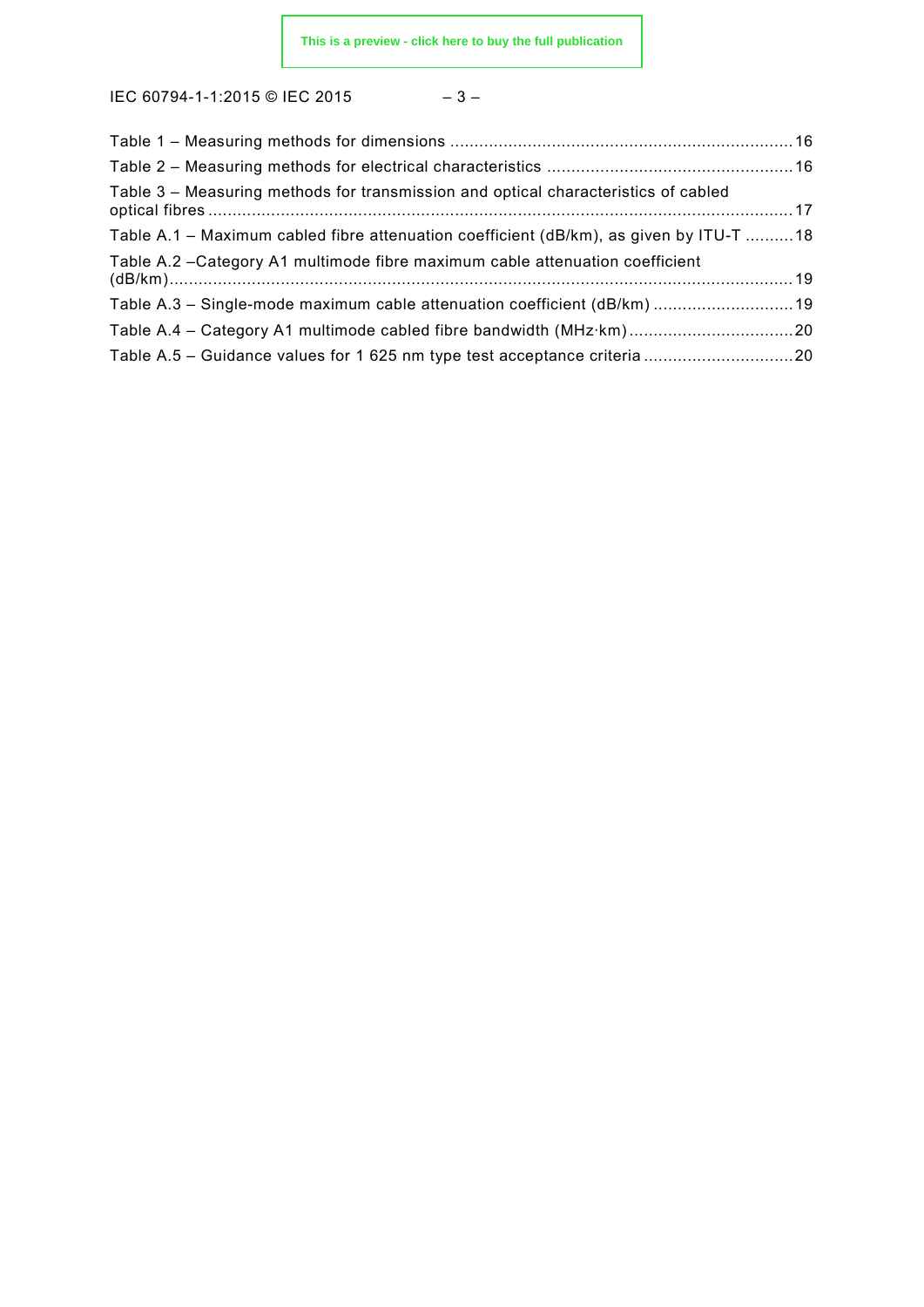Table 1 – Measuring methods for dimensions ...................................................................... 16
Table 2 – Measuring methods for electrical characteristics .................................................. 16
Table 3 – Measuring methods for transmission and optical characteristics of cabled optical fibres ........................................................................................................................ 17
Table A.1 – Maximum cabled fibre attenuation coefficient (dB/km), as given by ITU-T .......... 18
Table A.2 –Category A1 multimode fibre maximum cable attenuation coefficient (dB/km)................................................................................................................................ 19
Table A.3 – Single-mode maximum cable attenuation coefficient (dB/km) ............................ 19
Table A.4 – Category A1 multimode cabled fibre bandwidth (MHz·km) .................................. 20
Table A.5 – Guidance values for 1 625 nm type test acceptance criteria ............................... 20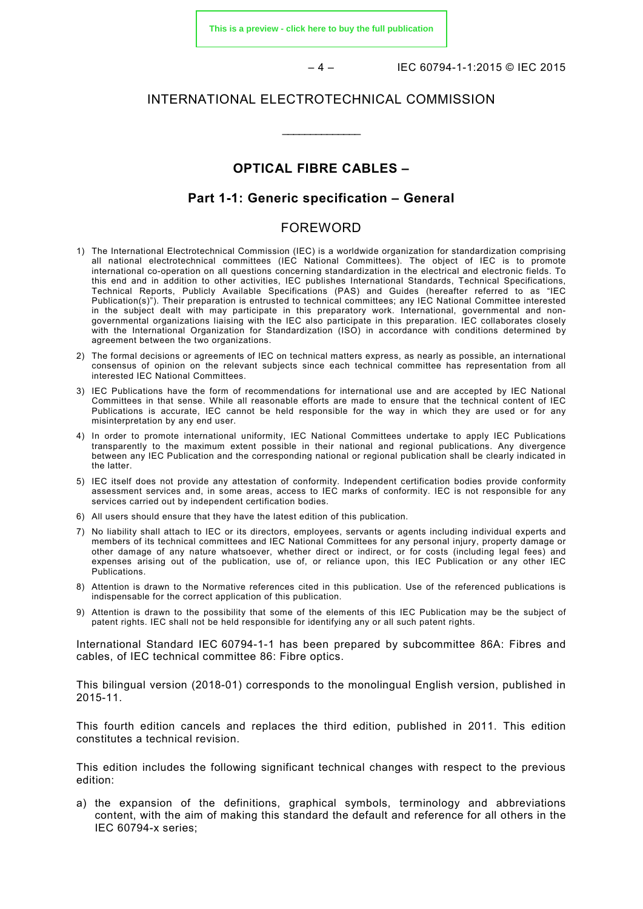INTERNATIONAL ELECTROTECHNICAL COMMISSION

____________

# OPTICAL FIBRE CABLES –

## Part 1-1: Generic specification – General

FOREWORD

1) The International Electrotechnical Commission (IEC) is a worldwide organization for standardization comprising all national electrotechnical committees (IEC National Committees). The object of IEC is to promote international co-operation on all questions concerning standardization in the electrical and electronic fields. To this end and in addition to other activities, IEC publishes International Standards, Technical Specifications, Technical Reports, Publicly Available Specifications (PAS) and Guides (hereafter referred to as "IEC Publication(s)"). Their preparation is entrusted to technical committees; any IEC National Committee interested in the subject dealt with may participate in this preparatory work. International, governmental and non-governmental organizations liaising with the IEC also participate in this preparation. IEC collaborates closely with the International Organization for Standardization (ISO) in accordance with conditions determined by agreement between the two organizations.
2) The formal decisions or agreements of IEC on technical matters express, as nearly as possible, an international consensus of opinion on the relevant subjects since each technical committee has representation from all interested IEC National Committees.
3) IEC Publications have the form of recommendations for international use and are accepted by IEC National Committees in that sense. While all reasonable efforts are made to ensure that the technical content of IEC Publications is accurate, IEC cannot be held responsible for the way in which they are used or for any misinterpretation by any end user.
4) In order to promote international uniformity, IEC National Committees undertake to apply IEC Publications transparently to the maximum extent possible in their national and regional publications. Any divergence between any IEC Publication and the corresponding national or regional publication shall be clearly indicated in the latter.
5) IEC itself does not provide any attestation of conformity. Independent certification bodies provide conformity assessment services and, in some areas, access to IEC marks of conformity. IEC is not responsible for any services carried out by independent certification bodies.
6) All users should ensure that they have the latest edition of this publication.
7) No liability shall attach to IEC or its directors, employees, servants or agents including individual experts and members of its technical committees and IEC National Committees for any personal injury, property damage or other damage of any nature whatsoever, whether direct or indirect, or for costs (including legal fees) and expenses arising out of the publication, use of, or reliance upon, this IEC Publication or any other IEC Publications.
8) Attention is drawn to the Normative references cited in this publication. Use of the referenced publications is indispensable for the correct application of this publication.
9) Attention is drawn to the possibility that some of the elements of this IEC Publication may be the subject of patent rights. IEC shall not be held responsible for identifying any or all such patent rights.

International Standard IEC 60794-1-1 has been prepared by subcommittee 86A: Fibres and cables, of IEC technical committee 86: Fibre optics.

This bilingual version (2018-01) corresponds to the monolingual English version, published in 2015-11.

This fourth edition cancels and replaces the third edition, published in 2011. This edition constitutes a technical revision.

This edition includes the following significant technical changes with respect to the previous edition:

a) the expansion of the definitions, graphical symbols, terminology and abbreviations content, with the aim of making this standard the default and reference for all others in the IEC 60794-x series;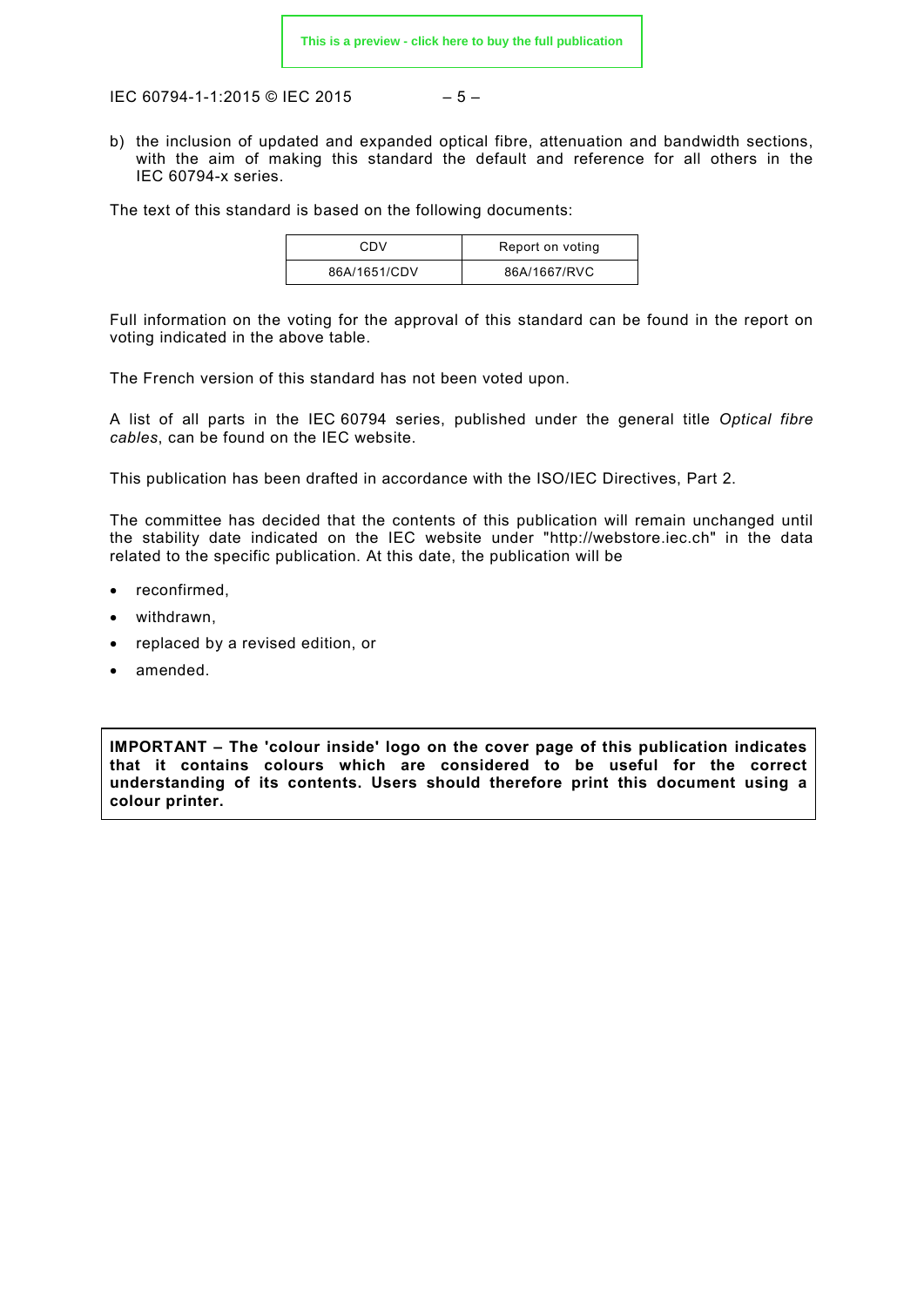b) the inclusion of updated and expanded optical fibre, attenuation and bandwidth sections, with the aim of making this standard the default and reference for all others in the IEC 60794-x series.

The text of this standard is based on the following documents:

| CDV | Report on voting |
|---|---|
| 86A/1651/CDV | 86A/1667/RVC |

Full information on the voting for the approval of this standard can be found in the report on voting indicated in the above table.

The French version of this standard has not been voted upon.

A list of all parts in the IEC 60794 series, published under the general title *Optical fibre cables*, can be found on the IEC website.

This publication has been drafted in accordance with the ISO/IEC Directives, Part 2.

The committee has decided that the contents of this publication will remain unchanged until the stability date indicated on the IEC website under "http://webstore.iec.ch" in the data related to the specific publication. At this date, the publication will be

- reconfirmed,
- withdrawn,
- replaced by a revised edition, or
- amended.

**IMPORTANT – The 'colour inside' logo on the cover page of this publication indicates that it contains colours which are considered to be useful for the correct understanding of its contents. Users should therefore print this document using a colour printer.**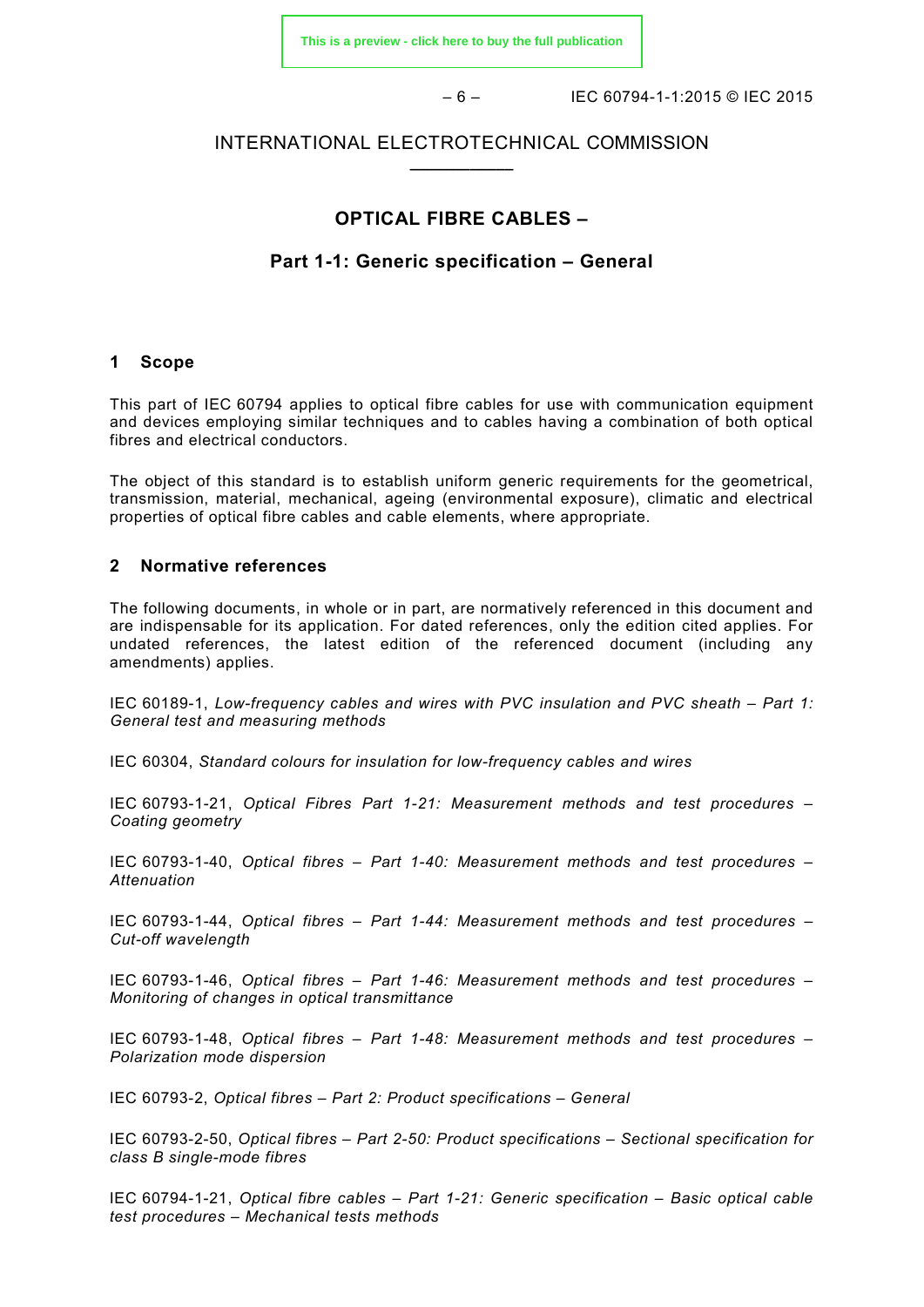INTERNATIONAL ELECTROTECHNICAL COMMISSION

____________

# OPTICAL FIBRE CABLES –

## Part 1-1: Generic specification – General

## 1 Scope

This part of IEC 60794 applies to optical fibre cables for use with communication equipment and devices employing similar techniques and to cables having a combination of both optical fibres and electrical conductors.

The object of this standard is to establish uniform generic requirements for the geometrical, transmission, material, mechanical, ageing (environmental exposure), climatic and electrical properties of optical fibre cables and cable elements, where appropriate.

## 2 Normative references

The following documents, in whole or in part, are normatively referenced in this document and are indispensable for its application. For dated references, only the edition cited applies. For undated references, the latest edition of the referenced document (including any amendments) applies.

IEC 60189-1, *Low-frequency cables and wires with PVC insulation and PVC sheath – Part 1: General test and measuring methods*

IEC 60304, *Standard colours for insulation for low-frequency cables and wires*

IEC 60793-1-21, *Optical Fibres Part 1-21: Measurement methods and test procedures – Coating geometry*

IEC 60793-1-40, *Optical fibres – Part 1-40: Measurement methods and test procedures – Attenuation*

IEC 60793-1-44, *Optical fibres – Part 1-44: Measurement methods and test procedures – Cut-off wavelength*

IEC 60793-1-46, *Optical fibres – Part 1-46: Measurement methods and test procedures – Monitoring of changes in optical transmittance*

IEC 60793-1-48, *Optical fibres – Part 1-48: Measurement methods and test procedures – Polarization mode dispersion*

IEC 60793-2, *Optical fibres – Part 2: Product specifications – General*

IEC 60793-2-50, *Optical fibres – Part 2-50: Product specifications – Sectional specification for class B single-mode fibres*

IEC 60794-1-21, *Optical fibre cables – Part 1-21: Generic specification – Basic optical cable test procedures – Mechanical tests methods*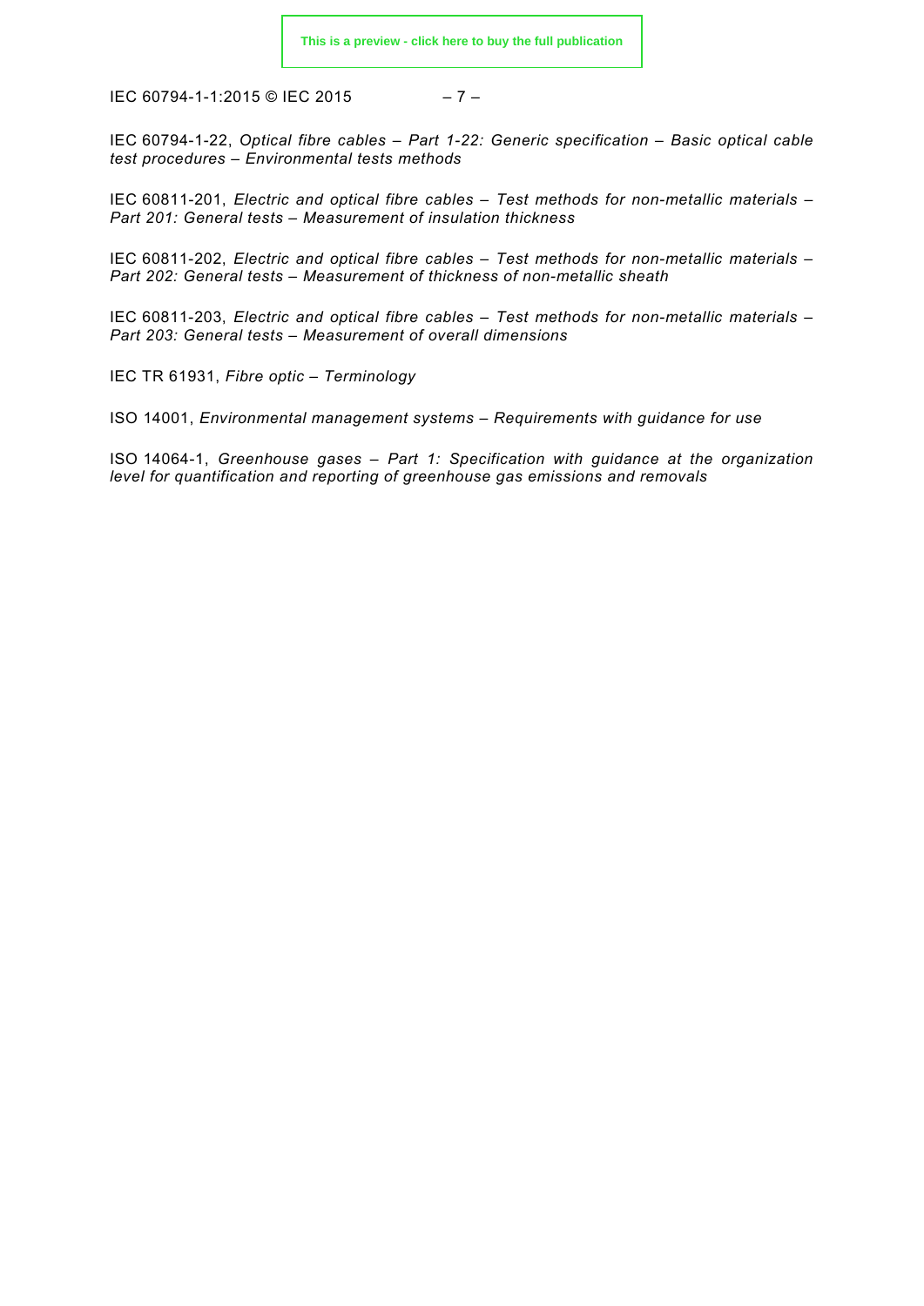IEC 60794-1-22, *Optical fibre cables – Part 1-22: Generic specification – Basic optical cable test procedures – Environmental tests methods*

IEC 60811-201, *Electric and optical fibre cables – Test methods for non-metallic materials – Part 201: General tests – Measurement of insulation thickness*

IEC 60811-202, *Electric and optical fibre cables – Test methods for non-metallic materials – Part 202: General tests – Measurement of thickness of non-metallic sheath*

IEC 60811-203, *Electric and optical fibre cables – Test methods for non-metallic materials – Part 203: General tests – Measurement of overall dimensions*

IEC TR 61931, *Fibre optic – Terminology*

ISO 14001, *Environmental management systems – Requirements with guidance for use*

ISO 14064-1, *Greenhouse gases – Part 1: Specification with guidance at the organization level for quantification and reporting of greenhouse gas emissions and removals*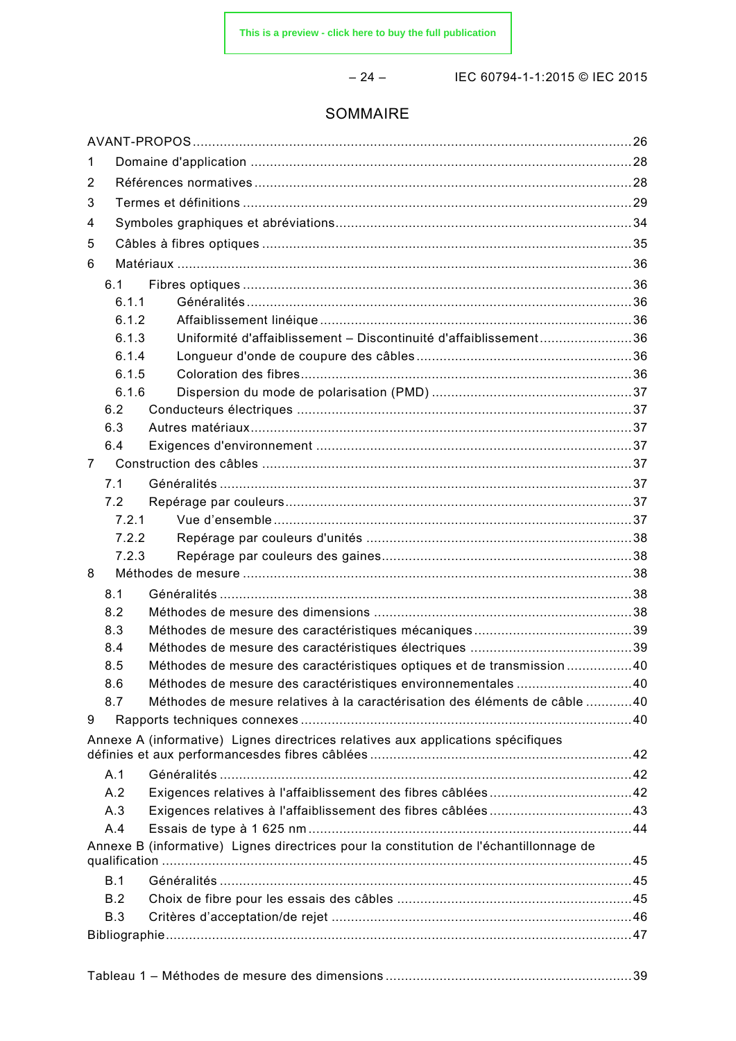# SOMMAIRE

AVANT-PROPOS ..... 26

1 Domaine d'application ..... 28

2 Références normatives ..... 28

3 Termes et définitions ..... 29

4 Symboles graphiques et abréviations ..... 34

5 Câbles à fibres optiques ..... 35

6 Matériaux ..... 36

- 6.1 Fibres optiques ..... 36
  - 6.1.1 Généralités ..... 36
  - 6.1.2 Affaiblissement linéique ..... 36
  - 6.1.3 Uniformité d'affaiblissement – Discontinuité d'affaiblissement ..... 36
  - 6.1.4 Longueur d'onde de coupure des câbles ..... 36
  - 6.1.5 Coloration des fibres ..... 36
  - 6.1.6 Dispersion du mode de polarisation (PMD) ..... 37
- 6.2 Conducteurs électriques ..... 37
- 6.3 Autres matériaux ..... 37
- 6.4 Exigences d'environnement ..... 37

7 Construction des câbles ..... 37

- 7.1 Généralités ..... 37
- 7.2 Repérage par couleurs ..... 37
  - 7.2.1 Vue d'ensemble ..... 37
  - 7.2.2 Repérage par couleurs d'unités ..... 38
  - 7.2.3 Repérage par couleurs des gaines ..... 38

8 Méthodes de mesure ..... 38

- 8.1 Généralités ..... 38
- 8.2 Méthodes de mesure des dimensions ..... 38
- 8.3 Méthodes de mesure des caractéristiques mécaniques ..... 39
- 8.4 Méthodes de mesure des caractéristiques électriques ..... 39
- 8.5 Méthodes de mesure des caractéristiques optiques et de transmission ..... 40
- 8.6 Méthodes de mesure des caractéristiques environnementales ..... 40
- 8.7 Méthodes de mesure relatives à la caractérisation des éléments de câble ..... 40

9 Rapports techniques connexes ..... 40

Annexe A (informative) Lignes directrices relatives aux applications spécifiques définies et aux performancesdes fibres câblées ..... 42

- A.1 Généralités ..... 42
- A.2 Exigences relatives à l'affaiblissement des fibres câblées ..... 42
- A.3 Exigences relatives à l'affaiblissement des fibres câblées ..... 43
- A.4 Essais de type à 1 625 nm ..... 44

Annexe B (informative) Lignes directrices pour la constitution de l'échantillonnage de qualification ..... 45

- B.1 Généralités ..... 45
- B.2 Choix de fibre pour les essais des câbles ..... 45
- B.3 Critères d'acceptation/de rejet ..... 46

Bibliographie ..... 47

Tableau 1 – Méthodes de mesure des dimensions ..... 39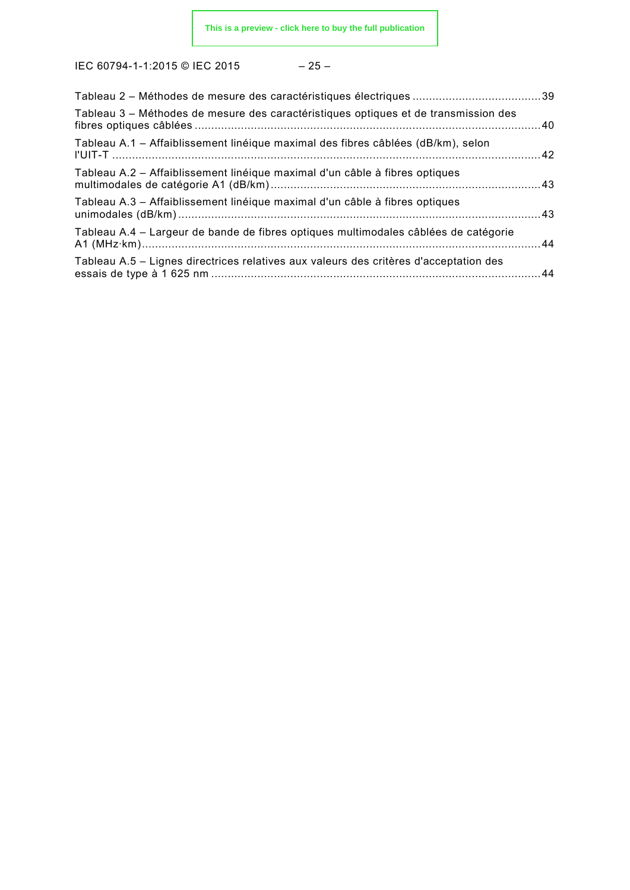Tableau 2 – Méthodes de mesure des caractéristiques électriques ....................................... 39

Tableau 3 – Méthodes de mesure des caractéristiques optiques et de transmission des fibres optiques câblées ........................................................................................................ 40

Tableau A.1 – Affaiblissement linéique maximal des fibres câblées (dB/km), selon l'UIT-T ................................................................................................................................. 42

Tableau A.2 – Affaiblissement linéique maximal d'un câble à fibres optiques multimodales de catégorie A1 (dB/km) ................................................................................. 43

Tableau A.3 – Affaiblissement linéique maximal d'un câble à fibres optiques unimodales (dB/km) ............................................................................................................. 43

Tableau A.4 – Largeur de bande de fibres optiques multimodales câblées de catégorie A1 (MHz·km) ........................................................................................................................ 44

Tableau A.5 – Lignes directrices relatives aux valeurs des critères d'acceptation des essais de type à 1 625 nm ................................................................................................... 44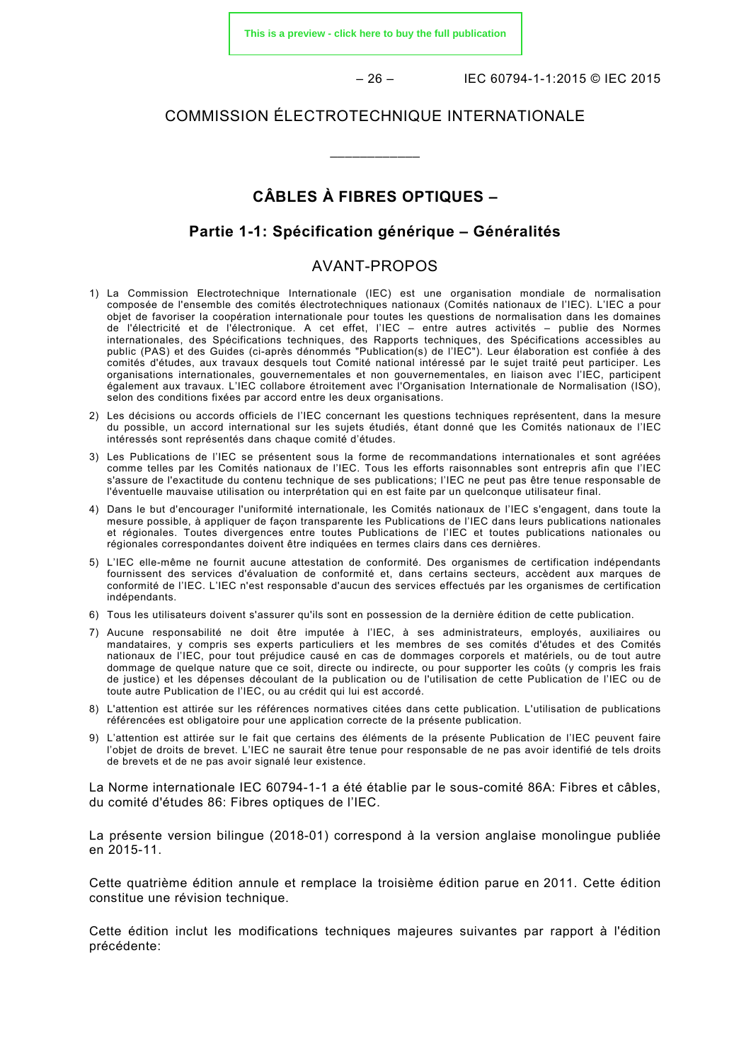COMMISSION ÉLECTROTECHNIQUE INTERNATIONALE

\_\_\_\_\_\_\_\_\_\_\_\_

# CÂBLES À FIBRES OPTIQUES –

## Partie 1-1: Spécification générique – Généralités

## AVANT-PROPOS

1) La Commission Electrotechnique Internationale (IEC) est une organisation mondiale de normalisation composée de l'ensemble des comités électrotechniques nationaux (Comités nationaux de l'IEC). L'IEC a pour objet de favoriser la coopération internationale pour toutes les questions de normalisation dans les domaines de l'électricité et de l'électronique. A cet effet, l'IEC – entre autres activités – publie des Normes internationales, des Spécifications techniques, des Rapports techniques, des Spécifications accessibles au public (PAS) et des Guides (ci-après dénommés "Publication(s) de l'IEC"). Leur élaboration est confiée à des comités d'études, aux travaux desquels tout Comité national intéressé par le sujet traité peut participer. Les organisations internationales, gouvernementales et non gouvernementales, en liaison avec l'IEC, participent également aux travaux. L'IEC collabore étroitement avec l'Organisation Internationale de Normalisation (ISO), selon des conditions fixées par accord entre les deux organisations.
2) Les décisions ou accords officiels de l'IEC concernant les questions techniques représentent, dans la mesure du possible, un accord international sur les sujets étudiés, étant donné que les Comités nationaux de l'IEC intéressés sont représentés dans chaque comité d'études.
3) Les Publications de l'IEC se présentent sous la forme de recommandations internationales et sont agréées comme telles par les Comités nationaux de l'IEC. Tous les efforts raisonnables sont entrepris afin que l'IEC s'assure de l'exactitude du contenu technique de ses publications; l'IEC ne peut pas être tenue responsable de l'éventuelle mauvaise utilisation ou interprétation qui en est faite par un quelconque utilisateur final.
4) Dans le but d'encourager l'uniformité internationale, les Comités nationaux de l'IEC s'engagent, dans toute la mesure possible, à appliquer de façon transparente les Publications de l'IEC dans leurs publications nationales et régionales. Toutes divergences entre toutes Publications de l'IEC et toutes publications nationales ou régionales correspondantes doivent être indiquées en termes clairs dans ces dernières.
5) L'IEC elle-même ne fournit aucune attestation de conformité. Des organismes de certification indépendants fournissent des services d'évaluation de conformité et, dans certains secteurs, accèdent aux marques de conformité de l'IEC. L'IEC n'est responsable d'aucun des services effectués par les organismes de certification indépendants.
6) Tous les utilisateurs doivent s'assurer qu'ils sont en possession de la dernière édition de cette publication.
7) Aucune responsabilité ne doit être imputée à l'IEC, à ses administrateurs, employés, auxiliaires ou mandataires, y compris ses experts particuliers et les membres de ses comités d'études et des Comités nationaux de l'IEC, pour tout préjudice causé en cas de dommages corporels et matériels, ou de tout autre dommage de quelque nature que ce soit, directe ou indirecte, ou pour supporter les coûts (y compris les frais de justice) et les dépenses découlant de la publication ou de l'utilisation de cette Publication de l'IEC ou de toute autre Publication de l'IEC, ou au crédit qui lui est accordé.
8) L'attention est attirée sur les références normatives citées dans cette publication. L'utilisation de publications référencées est obligatoire pour une application correcte de la présente publication.
9) L'attention est attirée sur le fait que certains des éléments de la présente Publication de l'IEC peuvent faire l'objet de droits de brevet. L'IEC ne saurait être tenue pour responsable de ne pas avoir identifié de tels droits de brevets et de ne pas avoir signalé leur existence.

La Norme internationale IEC 60794-1-1 a été établie par le sous-comité 86A: Fibres et câbles, du comité d'études 86: Fibres optiques de l'IEC.

La présente version bilingue (2018-01) correspond à la version anglaise monolingue publiée en 2015-11.

Cette quatrième édition annule et remplace la troisième édition parue en 2011. Cette édition constitue une révision technique.

Cette édition inclut les modifications techniques majeures suivantes par rapport à l'édition précédente: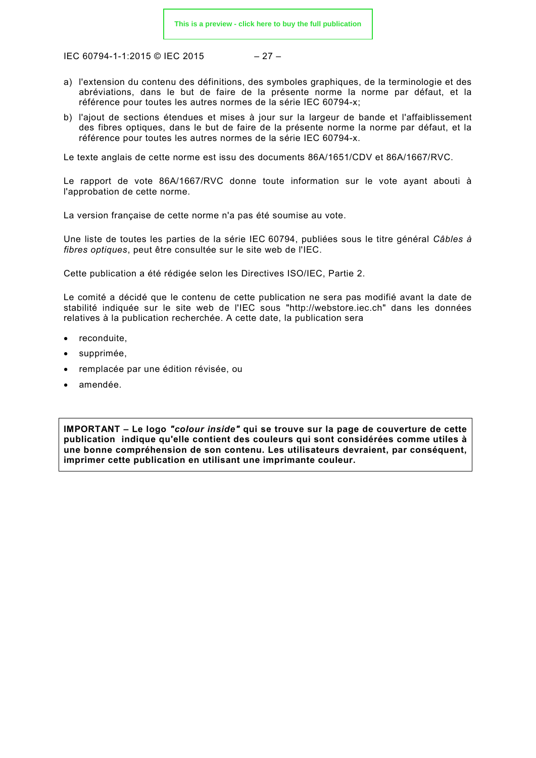a) l'extension du contenu des définitions, des symboles graphiques, de la terminologie et des abréviations, dans le but de faire de la présente norme la norme par défaut, et la référence pour toutes les autres normes de la série IEC 60794-x;

b) l'ajout de sections étendues et mises à jour sur la largeur de bande et l'affaiblissement des fibres optiques, dans le but de faire de la présente norme la norme par défaut, et la référence pour toutes les autres normes de la série IEC 60794-x.

Le texte anglais de cette norme est issu des documents 86A/1651/CDV et 86A/1667/RVC.

Le rapport de vote 86A/1667/RVC donne toute information sur le vote ayant abouti à l'approbation de cette norme.

La version française de cette norme n'a pas été soumise au vote.

Une liste de toutes les parties de la série IEC 60794, publiées sous le titre général *Câbles à fibres optiques*, peut être consultée sur le site web de l'IEC.

Cette publication a été rédigée selon les Directives ISO/IEC, Partie 2.

Le comité a décidé que le contenu de cette publication ne sera pas modifié avant la date de stabilité indiquée sur le site web de l'IEC sous "http://webstore.iec.ch" dans les données relatives à la publication recherchée. A cette date, la publication sera

- reconduite,
- supprimée,
- remplacée par une édition révisée, ou
- amendée.

**IMPORTANT – Le logo *"colour inside"* qui se trouve sur la page de couverture de cette publication indique qu'elle contient des couleurs qui sont considérées comme utiles à une bonne compréhension de son contenu. Les utilisateurs devraient, par conséquent, imprimer cette publication en utilisant une imprimante couleur.**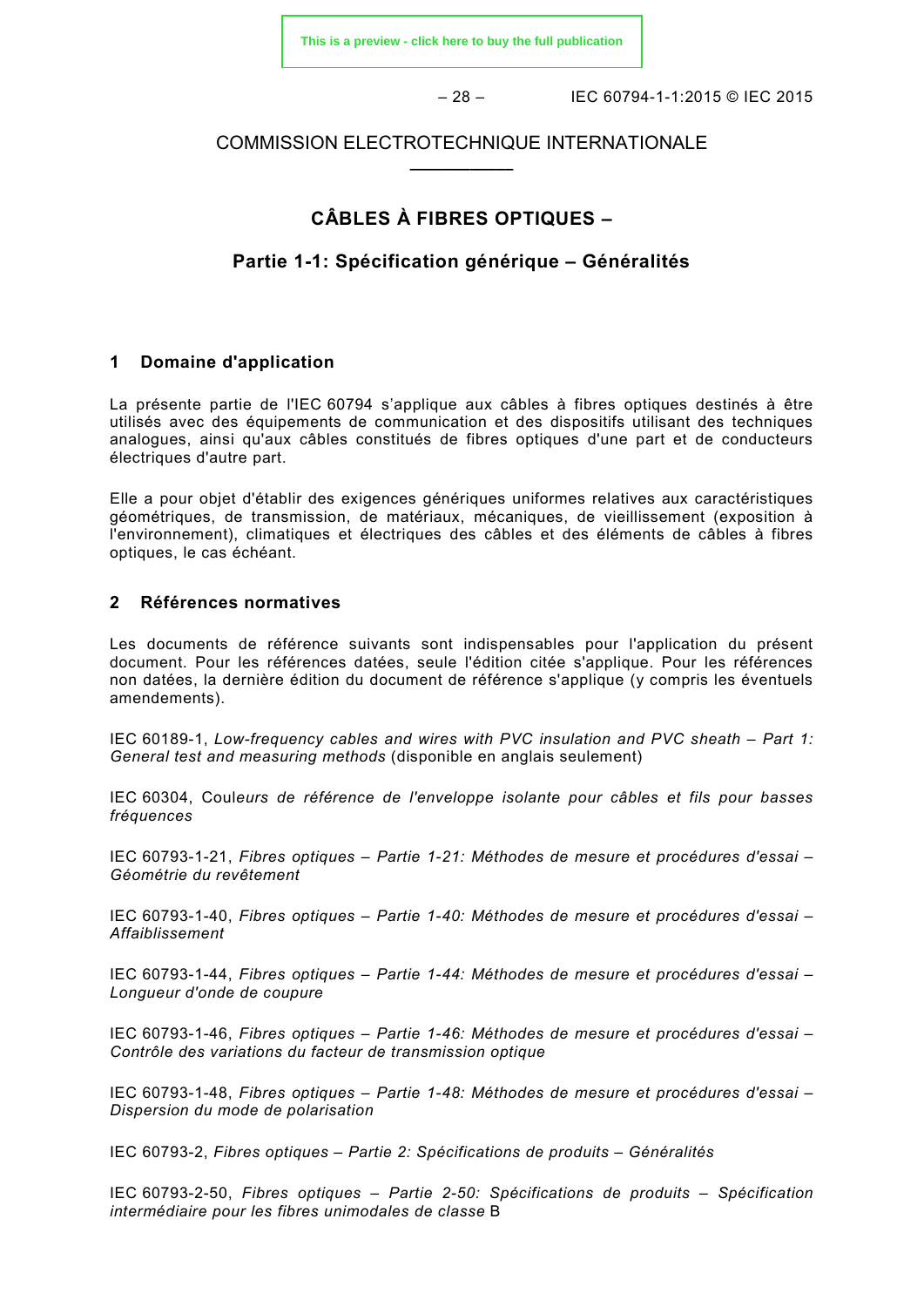COMMISSION ELECTROTECHNIQUE INTERNATIONALE

____________

# CÂBLES À FIBRES OPTIQUES –

## Partie 1-1: Spécification générique – Généralités

## 1 Domaine d'application

La présente partie de l'IEC 60794 s'applique aux câbles à fibres optiques destinés à être utilisés avec des équipements de communication et des dispositifs utilisant des techniques analogues, ainsi qu'aux câbles constitués de fibres optiques d'une part et de conducteurs électriques d'autre part.

Elle a pour objet d'établir des exigences génériques uniformes relatives aux caractéristiques géométriques, de transmission, de matériaux, mécaniques, de vieillissement (exposition à l'environnement), climatiques et électriques des câbles et des éléments de câbles à fibres optiques, le cas échéant.

## 2 Références normatives

Les documents de référence suivants sont indispensables pour l'application du présent document. Pour les références datées, seule l'édition citée s'applique. Pour les références non datées, la dernière édition du document de référence s'applique (y compris les éventuels amendements).

IEC 60189-1, *Low-frequency cables and wires with PVC insulation and PVC sheath – Part 1: General test and measuring methods* (disponible en anglais seulement)

IEC 60304, Coul*eurs de référence de l'enveloppe isolante pour câbles et fils pour basses fréquences*

IEC 60793-1-21, *Fibres optiques – Partie 1-21: Méthodes de mesure et procédures d'essai – Géométrie du revêtement*

IEC 60793-1-40, *Fibres optiques – Partie 1-40: Méthodes de mesure et procédures d'essai – Affaiblissement*

IEC 60793-1-44, *Fibres optiques – Partie 1-44: Méthodes de mesure et procédures d'essai – Longueur d'onde de coupure*

IEC 60793-1-46, *Fibres optiques – Partie 1-46: Méthodes de mesure et procédures d'essai – Contrôle des variations du facteur de transmission optique*

IEC 60793-1-48, *Fibres optiques – Partie 1-48: Méthodes de mesure et procédures d'essai – Dispersion du mode de polarisation*

IEC 60793-2, *Fibres optiques – Partie 2: Spécifications de produits – Généralités*

IEC 60793-2-50, *Fibres optiques – Partie 2-50: Spécifications de produits – Spécification intermédiaire pour les fibres unimodales de classe* B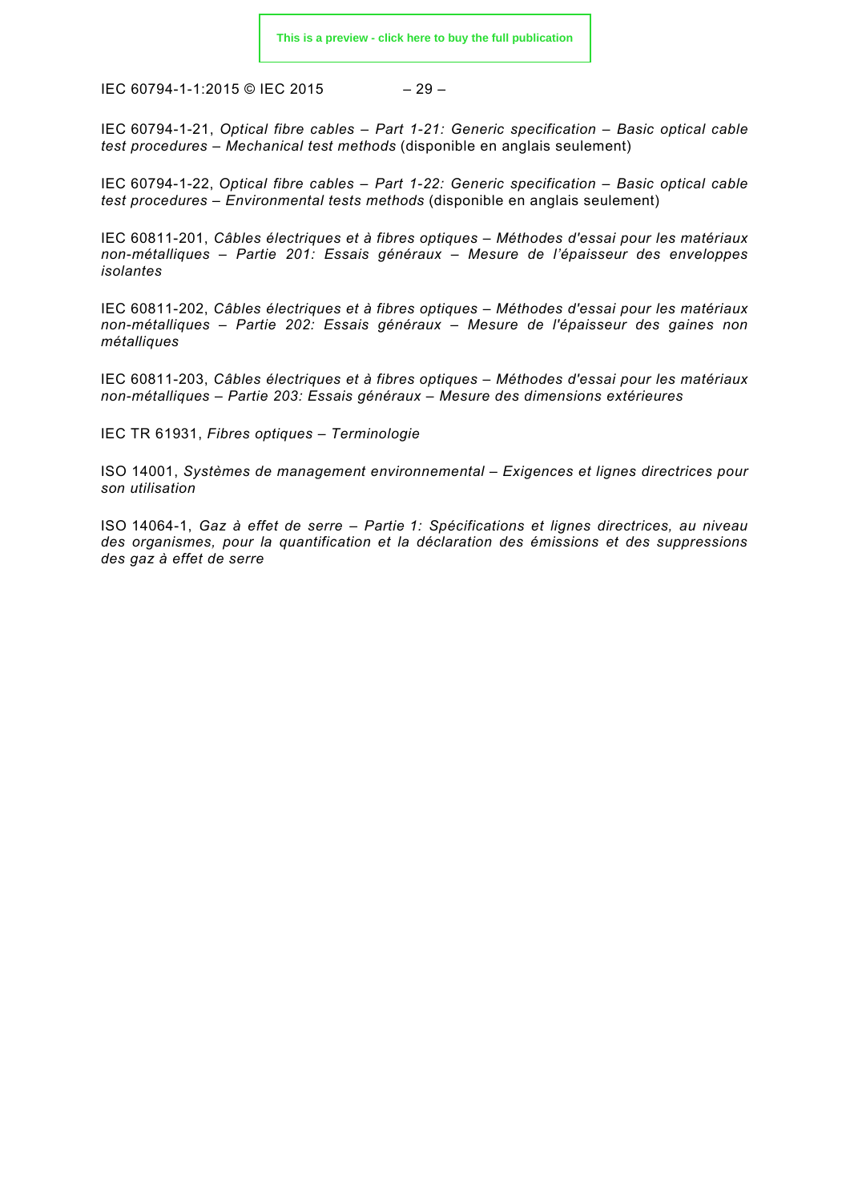IEC 60794-1-21, *Optical fibre cables – Part 1-21: Generic specification – Basic optical cable test procedures – Mechanical test methods* (disponible en anglais seulement)

IEC 60794-1-22, *Optical fibre cables – Part 1-22: Generic specification – Basic optical cable test procedures – Environmental tests methods* (disponible en anglais seulement)

IEC 60811-201, *Câbles électriques et à fibres optiques – Méthodes d'essai pour les matériaux non-métalliques – Partie 201: Essais généraux – Mesure de l'épaisseur des enveloppes isolantes*

IEC 60811-202, *Câbles électriques et à fibres optiques – Méthodes d'essai pour les matériaux non-métalliques – Partie 202: Essais généraux – Mesure de l'épaisseur des gaines non métalliques*

IEC 60811-203, *Câbles électriques et à fibres optiques – Méthodes d'essai pour les matériaux non-métalliques – Partie 203: Essais généraux – Mesure des dimensions extérieures*

IEC TR 61931, *Fibres optiques – Terminologie*

ISO 14001, *Systèmes de management environnemental – Exigences et lignes directrices pour son utilisation*

ISO 14064-1, *Gaz à effet de serre – Partie 1: Spécifications et lignes directrices, au niveau des organismes, pour la quantification et la déclaration des émissions et des suppressions des gaz à effet de serre*